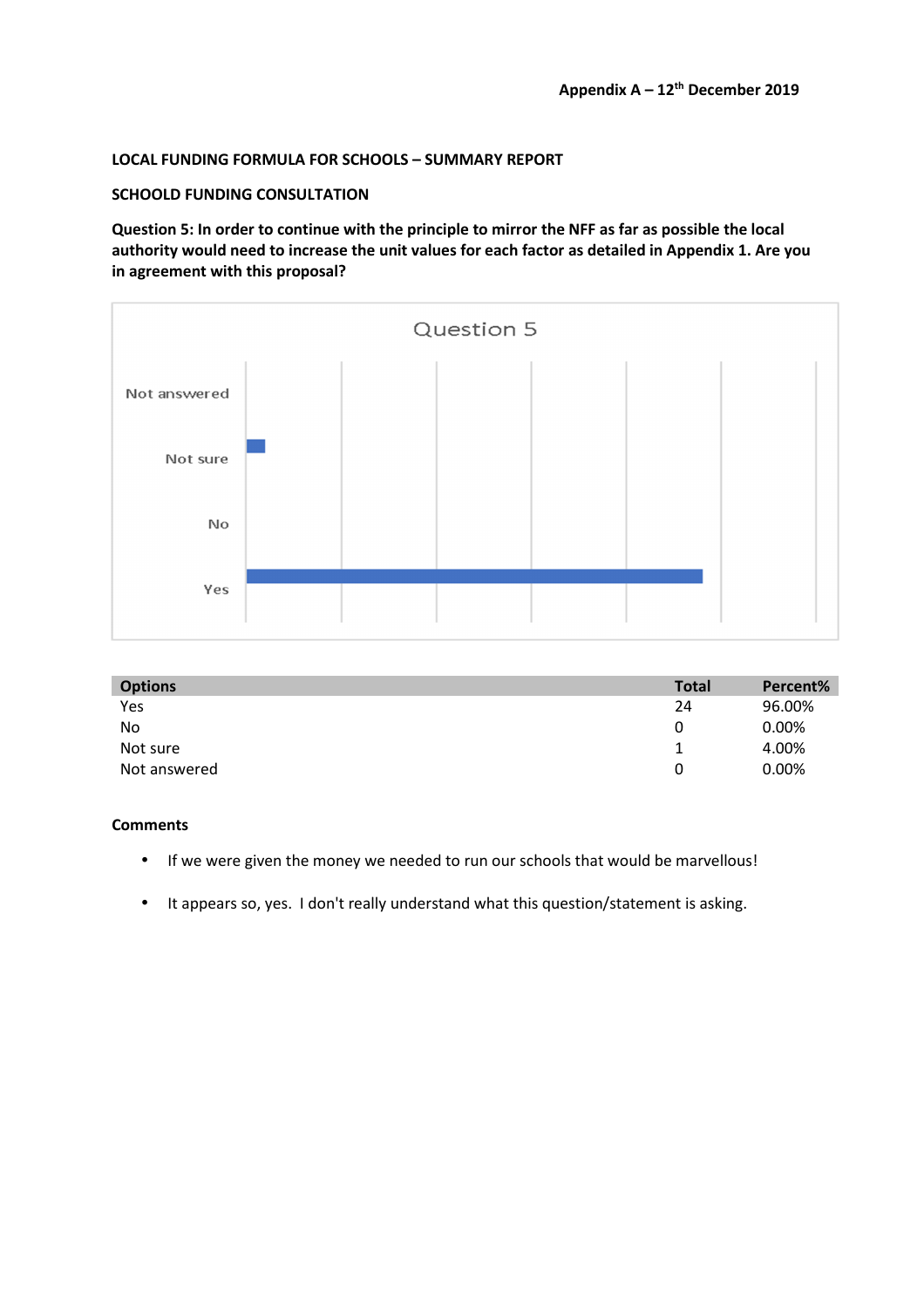Appendix A – 12th December 2019

**LOCAL FUNDING FORMULA FOR SCHOOLS – SUMMARY REPORT**

**SCHOOLD FUNDING CONSULTATION**

**Question 5: In order to continue with the principle to mirror the NFF as far as possible the local authority would need to increase the unit values for each factor as detailed in Appendix 1. Are you in agreement with this proposal?**

Question 5

| Options | Total | Percent% |
|---|---|---|
| Yes | 24 | 96.00% |
| No | 0 | 0.00% |
| Not sure | 1 | 4.00% |
| Not answered | 0 | 0.00% |

**Comments**

- If we were given the money we needed to run our schools that would be marvellous!
- It appears so, yes.  I don't really understand what this question/statement is asking.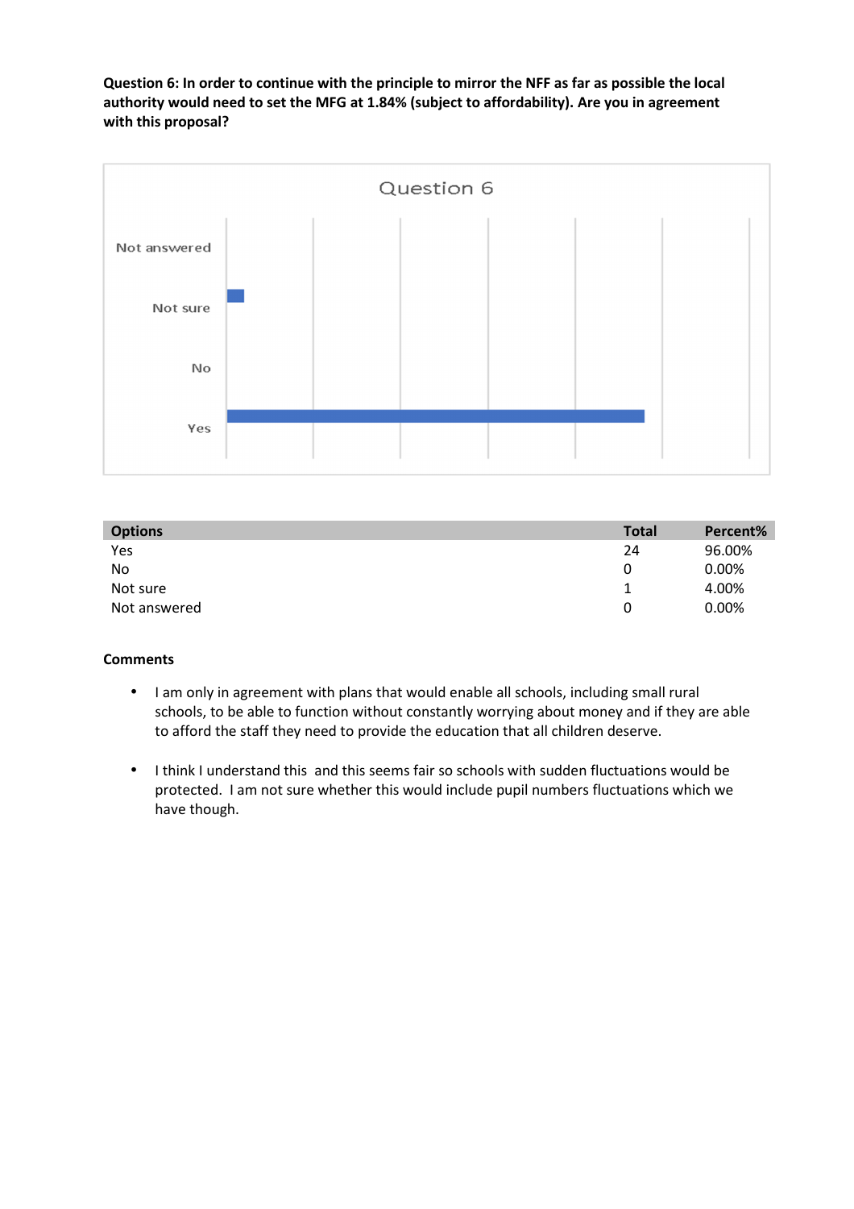**Question 6: In order to continue with the principle to mirror the NFF as far as possible the local authority would need to set the MFG at 1.84% (subject to affordability). Are you in agreement with this proposal?**

| Options | Total | Percent% |
|---|---|---|
| Yes | 24 | 96.00% |
| No | 0 | 0.00% |
| Not sure | 1 | 4.00% |
| Not answered | 0 | 0.00% |

**Comments**

- I am only in agreement with plans that would enable all schools, including small rural schools, to be able to function without constantly worrying about money and if they are able to afford the staff they need to provide the education that all children deserve.

- I think I understand this and this seems fair so schools with sudden fluctuations would be protected. I am not sure whether this would include pupil numbers fluctuations which we have though.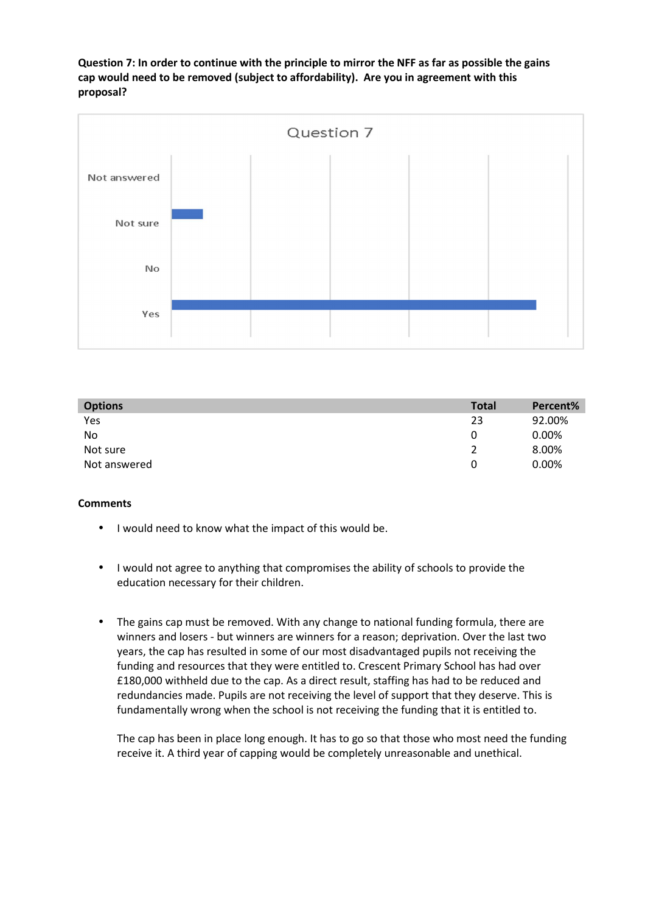**Question 7: In order to continue with the principle to mirror the NFF as far as possible the gains cap would need to be removed (subject to affordability). Are you in agreement with this proposal?**

| Options | Total | Percent% |
|---|---|---|
| Yes | 23 | 92.00% |
| No | 0 | 0.00% |
| Not sure | 2 | 8.00% |
| Not answered | 0 | 0.00% |

**Comments**

- I would need to know what the impact of this would be.

- I would not agree to anything that compromises the ability of schools to provide the education necessary for their children.

- The gains cap must be removed. With any change to national funding formula, there are winners and losers - but winners are winners for a reason; deprivation. Over the last two years, the cap has resulted in some of our most disadvantaged pupils not receiving the funding and resources that they were entitled to. Crescent Primary School has had over £180,000 withheld due to the cap. As a direct result, staffing has had to be reduced and redundancies made. Pupils are not receiving the level of support that they deserve. This is fundamentally wrong when the school is not receiving the funding that it is entitled to.

  The cap has been in place long enough. It has to go so that those who most need the funding receive it. A third year of capping would be completely unreasonable and unethical.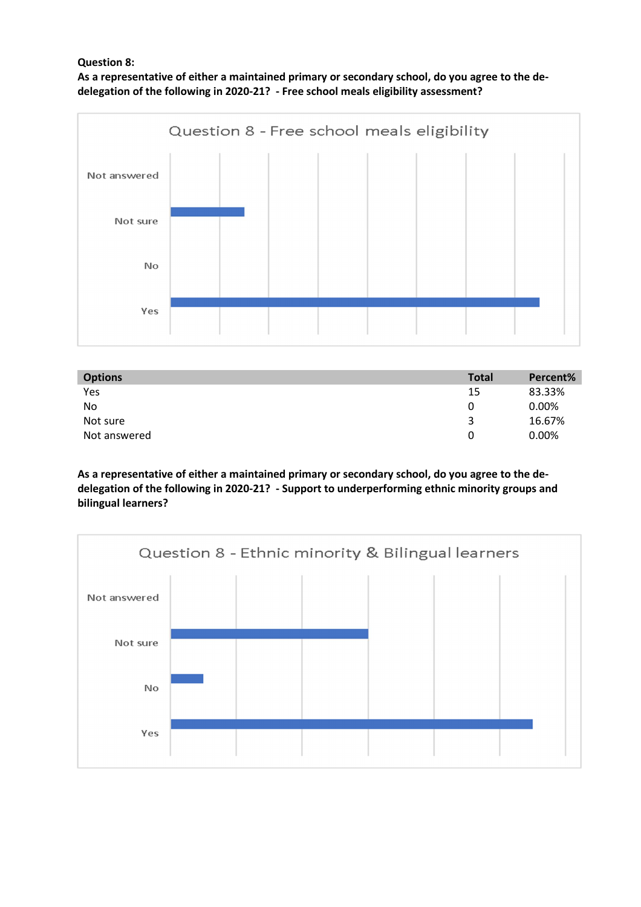**Question 8:**

**As a representative of either a maintained primary or secondary school, do you agree to the de-delegation of the following in 2020-21? - Free school meals eligibility assessment?**

Question 8 - Free school meals eligibility

| Options | Total | Percent% |
|---|---|---|
| Yes | 15 | 83.33% |
| No | 0 | 0.00% |
| Not sure | 3 | 16.67% |
| Not answered | 0 | 0.00% |

**As a representative of either a maintained primary or secondary school, do you agree to the de-delegation of the following in 2020-21? - Support to underperforming ethnic minority groups and bilingual learners?**

Question 8 - Ethnic minority & Bilingual learners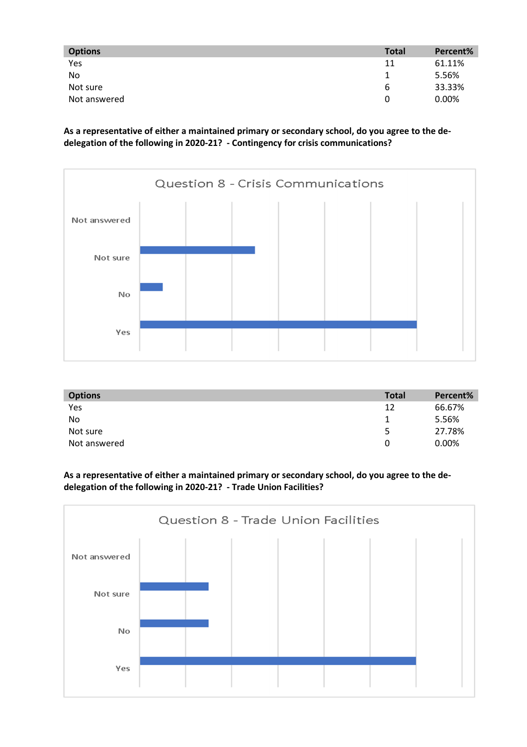| Options | Total | Percent% |
|---|---|---|
| Yes | 11 | 61.11% |
| No | 1 | 5.56% |
| Not sure | 6 | 33.33% |
| Not answered | 0 | 0.00% |

**As a representative of either a maintained primary or secondary school, do you agree to the de-delegation of the following in 2020-21? - Contingency for crisis communications?**

Question 8 - Crisis Communications

| Options | Total | Percent% |
|---|---|---|
| Yes | 12 | 66.67% |
| No | 1 | 5.56% |
| Not sure | 5 | 27.78% |
| Not answered | 0 | 0.00% |

**As a representative of either a maintained primary or secondary school, do you agree to the de-delegation of the following in 2020-21? - Trade Union Facilities?**

Question 8 - Trade Union Facilities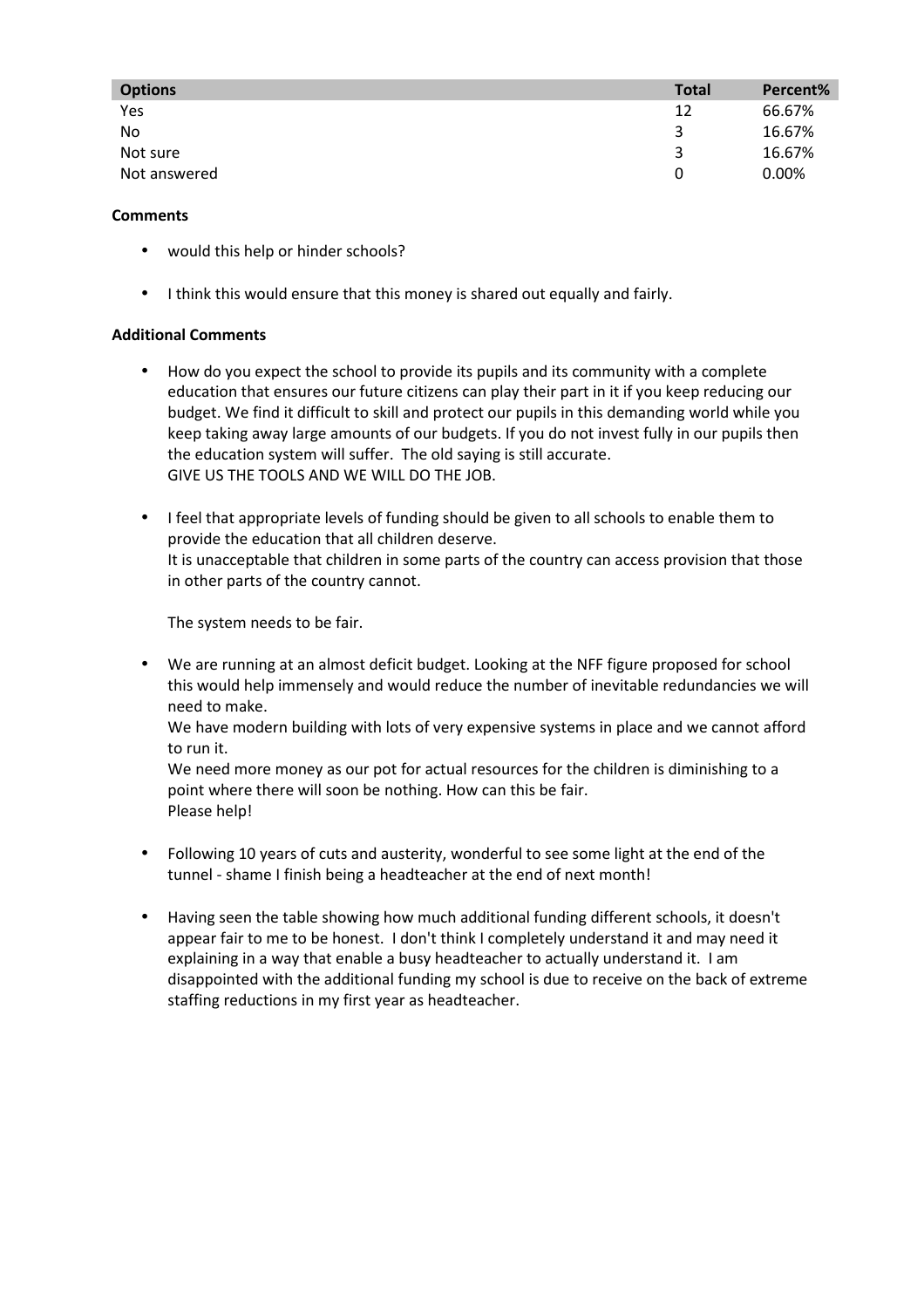| Options | Total | Percent% |
|---|---|---|
| Yes | 12 | 66.67% |
| No | 3 | 16.67% |
| Not sure | 3 | 16.67% |
| Not answered | 0 | 0.00% |

**Comments**

- would this help or hinder schools?
- I think this would ensure that this money is shared out equally and fairly.

**Additional Comments**

- How do you expect the school to provide its pupils and its community with a complete education that ensures our future citizens can play their part in it if you keep reducing our budget. We find it difficult to skill and protect our pupils in this demanding world while you keep taking away large amounts of our budgets. If you do not invest fully in our pupils then the education system will suffer. The old saying is still accurate.
  GIVE US THE TOOLS AND WE WILL DO THE JOB.

- I feel that appropriate levels of funding should be given to all schools to enable them to provide the education that all children deserve.
  It is unacceptable that children in some parts of the country can access provision that those in other parts of the country cannot.

  The system needs to be fair.

- We are running at an almost deficit budget. Looking at the NFF figure proposed for school this would help immensely and would reduce the number of inevitable redundancies we will need to make.
  We have modern building with lots of very expensive systems in place and we cannot afford to run it.
  We need more money as our pot for actual resources for the children is diminishing to a point where there will soon be nothing. How can this be fair.
  Please help!

- Following 10 years of cuts and austerity, wonderful to see some light at the end of the tunnel - shame I finish being a headteacher at the end of next month!

- Having seen the table showing how much additional funding different schools, it doesn't appear fair to me to be honest. I don't think I completely understand it and may need it explaining in a way that enable a busy headteacher to actually understand it. I am disappointed with the additional funding my school is due to receive on the back of extreme staffing reductions in my first year as headteacher.